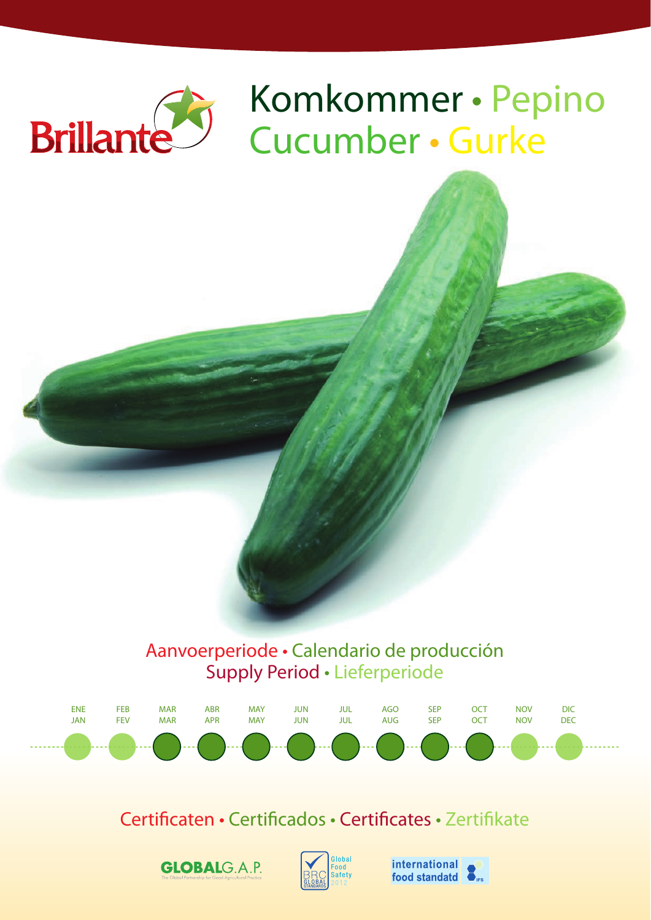Brillante

# Komkommer • Pepino
# Cucumber • Gurke

## Aanvoerperiode • Calendario de producción
## Supply Period • Lieferperiode

| ENE JAN | FEB FEV | MAR MAR | ABR APR | MAY MAY | JUN JUN | JUL JUL | AGO AUG | SEP SEP | OCT OCT | NOV NOV | DIC DEC |
|---|---|---|---|---|---|---|---|---|---|---|---|

## Certificaten • Certificados • Certificates • Zertifikate

GLOBALG.A.P. The Global Partnership for Good Agricultural Practice

BRC Global Standards – Global Food Safety 2012

international food standatd IFS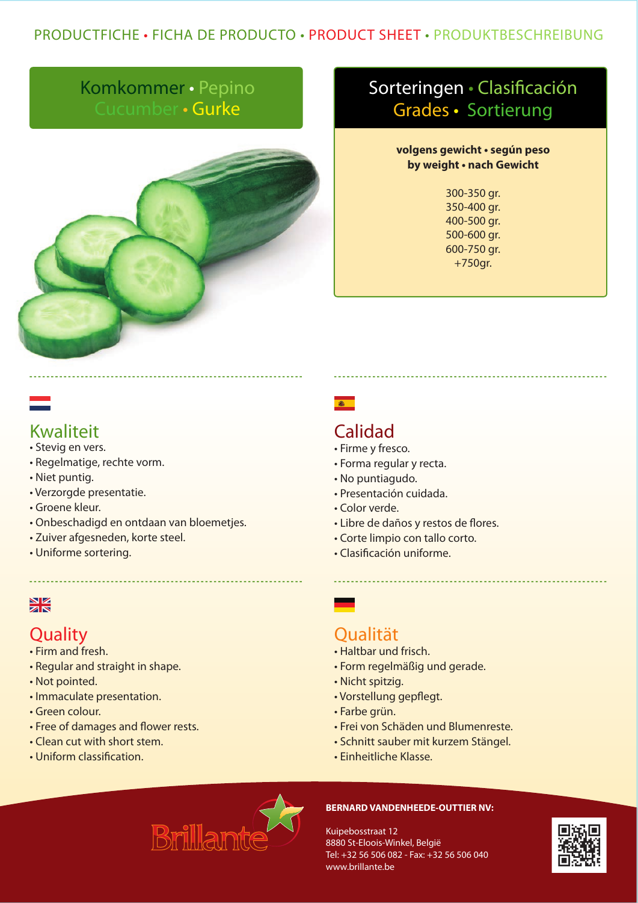PRODUCTFICHE • FICHA DE PRODUCTO • PRODUCT SHEET • PRODUKTBESCHREIBUNG

# Komkommer • Pepino Cucumber • Gurke

## Sorteringen • Clasificación Grades • Sortierung

**volgens gewicht • según peso by weight • nach Gewicht**

300-350 gr.
350-400 gr.
400-500 gr.
500-600 gr.
600-750 gr.
+750gr.

## Kwaliteit

- Stevig en vers.
- Regelmatige, rechte vorm.
- Niet puntig.
- Verzorgde presentatie.
- Groene kleur.
- Onbeschadigd en ontdaan van bloemetjes.
- Zuiver afgesneden, korte steel.
- Uniforme sortering.

## Calidad

- Firme y fresco.
- Forma regular y recta.
- No puntiagudo.
- Presentación cuidada.
- Color verde.
- Libre de daños y restos de flores.
- Corte limpio con tallo corto.
- Clasificación uniforme.

## Quality

- Firm and fresh.
- Regular and straight in shape.
- Not pointed.
- Immaculate presentation.
- Green colour.
- Free of damages and flower rests.
- Clean cut with short stem.
- Uniform classification.

## Qualität

- Haltbar und frisch.
- Form regelmäßig und gerade.
- Nicht spitzig.
- Vorstellung gepflegt.
- Farbe grün.
- Frei von Schäden und Blumenreste.
- Schnitt sauber mit kurzem Stängel.
- Einheitliche Klasse.

Brillante

**BERNARD VANDENHEEDE-OUTTIER NV:**

Kuipebosstraat 12
8880 St-Eloois-Winkel, België
Tel: +32 56 506 082 - Fax: +32 56 506 040
www.brillante.be